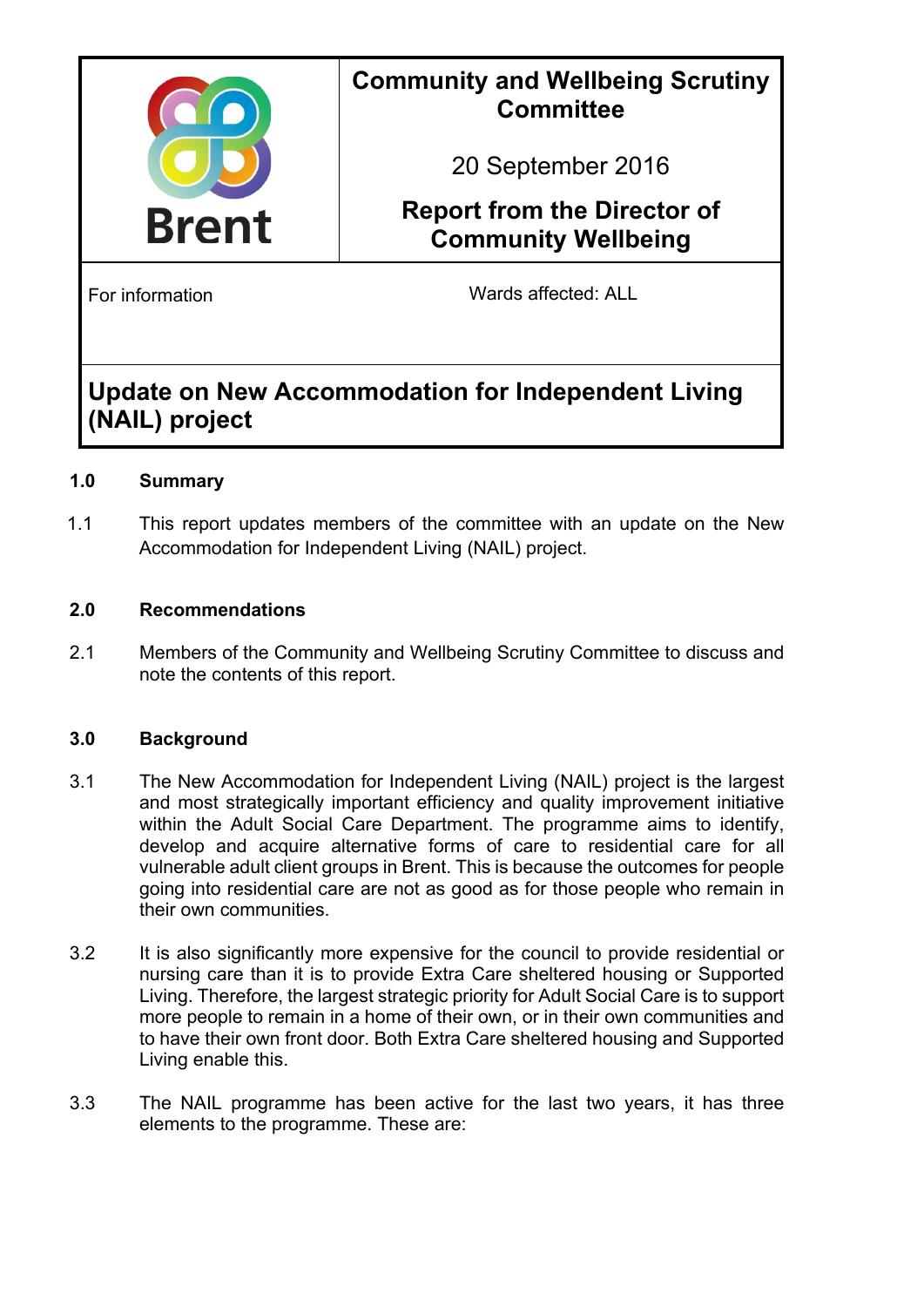Brent

**Community and Wellbeing Scrutiny Committee**

20 September 2016

**Report from the Director of Community Wellbeing**

For information

Wards affected: ALL

# Update on New Accommodation for Independent Living (NAIL) project

## 1.0 Summary

1.1 This report updates members of the committee with an update on the New Accommodation for Independent Living (NAIL) project.

## 2.0 Recommendations

2.1 Members of the Community and Wellbeing Scrutiny Committee to discuss and note the contents of this report.

## 3.0 Background

3.1 The New Accommodation for Independent Living (NAIL) project is the largest and most strategically important efficiency and quality improvement initiative within the Adult Social Care Department. The programme aims to identify, develop and acquire alternative forms of care to residential care for all vulnerable adult client groups in Brent. This is because the outcomes for people going into residential care are not as good as for those people who remain in their own communities.

3.2 It is also significantly more expensive for the council to provide residential or nursing care than it is to provide Extra Care sheltered housing or Supported Living. Therefore, the largest strategic priority for Adult Social Care is to support more people to remain in a home of their own, or in their own communities and to have their own front door. Both Extra Care sheltered housing and Supported Living enable this.

3.3 The NAIL programme has been active for the last two years, it has three elements to the programme. These are: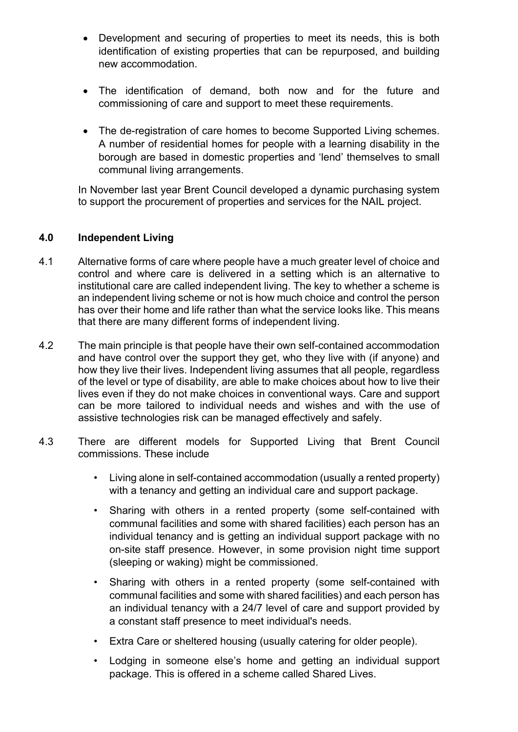- Development and securing of properties to meet its needs, this is both identification of existing properties that can be repurposed, and building new accommodation.

- The identification of demand, both now and for the future and commissioning of care and support to meet these requirements.

- The de-registration of care homes to become Supported Living schemes. A number of residential homes for people with a learning disability in the borough are based in domestic properties and 'lend' themselves to small communal living arrangements.

In November last year Brent Council developed a dynamic purchasing system to support the procurement of properties and services for the NAIL project.

## 4.0 Independent Living

4.1 Alternative forms of care where people have a much greater level of choice and control and where care is delivered in a setting which is an alternative to institutional care are called independent living. The key to whether a scheme is an independent living scheme or not is how much choice and control the person has over their home and life rather than what the service looks like. This means that there are many different forms of independent living.

4.2 The main principle is that people have their own self-contained accommodation and have control over the support they get, who they live with (if anyone) and how they live their lives. Independent living assumes that all people, regardless of the level or type of disability, are able to make choices about how to live their lives even if they do not make choices in conventional ways. Care and support can be more tailored to individual needs and wishes and with the use of assistive technologies risk can be managed effectively and safely.

4.3 There are different models for Supported Living that Brent Council commissions. These include

- Living alone in self-contained accommodation (usually a rented property) with a tenancy and getting an individual care and support package.
- Sharing with others in a rented property (some self-contained with communal facilities and some with shared facilities) each person has an individual tenancy and is getting an individual support package with no on-site staff presence. However, in some provision night time support (sleeping or waking) might be commissioned.
- Sharing with others in a rented property (some self-contained with communal facilities and some with shared facilities) and each person has an individual tenancy with a 24/7 level of care and support provided by a constant staff presence to meet individual's needs.
- Extra Care or sheltered housing (usually catering for older people).
- Lodging in someone else's home and getting an individual support package. This is offered in a scheme called Shared Lives.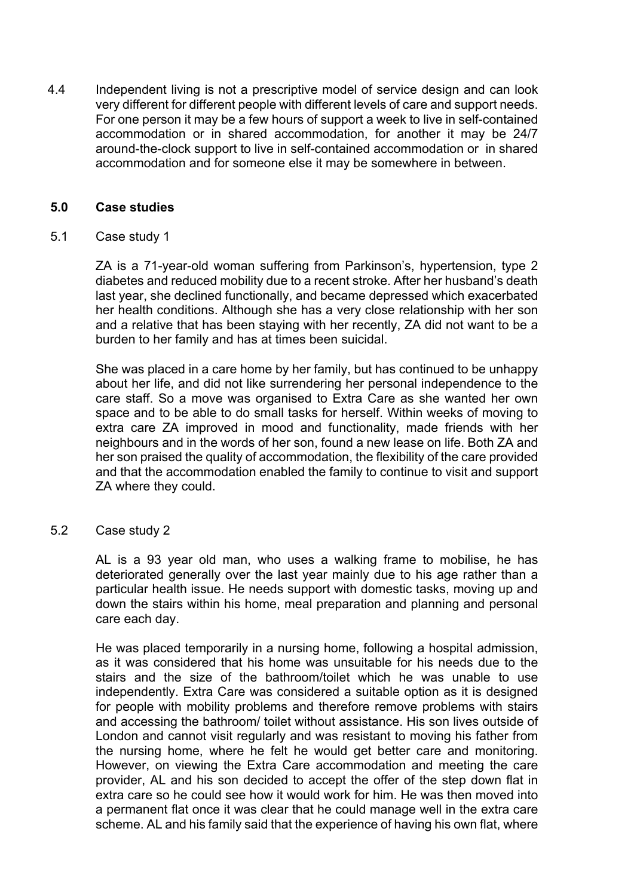4.4 Independent living is not a prescriptive model of service design and can look very different for different people with different levels of care and support needs. For one person it may be a few hours of support a week to live in self-contained accommodation or in shared accommodation, for another it may be 24/7 around-the-clock support to live in self-contained accommodation or in shared accommodation and for someone else it may be somewhere in between.

## 5.0 Case studies

5.1 Case study 1

ZA is a 71-year-old woman suffering from Parkinson's, hypertension, type 2 diabetes and reduced mobility due to a recent stroke. After her husband's death last year, she declined functionally, and became depressed which exacerbated her health conditions. Although she has a very close relationship with her son and a relative that has been staying with her recently, ZA did not want to be a burden to her family and has at times been suicidal.

She was placed in a care home by her family, but has continued to be unhappy about her life, and did not like surrendering her personal independence to the care staff. So a move was organised to Extra Care as she wanted her own space and to be able to do small tasks for herself. Within weeks of moving to extra care ZA improved in mood and functionality, made friends with her neighbours and in the words of her son, found a new lease on life. Both ZA and her son praised the quality of accommodation, the flexibility of the care provided and that the accommodation enabled the family to continue to visit and support ZA where they could.

5.2 Case study 2

AL is a 93 year old man, who uses a walking frame to mobilise, he has deteriorated generally over the last year mainly due to his age rather than a particular health issue. He needs support with domestic tasks, moving up and down the stairs within his home, meal preparation and planning and personal care each day.

He was placed temporarily in a nursing home, following a hospital admission, as it was considered that his home was unsuitable for his needs due to the stairs and the size of the bathroom/toilet which he was unable to use independently. Extra Care was considered a suitable option as it is designed for people with mobility problems and therefore remove problems with stairs and accessing the bathroom/ toilet without assistance. His son lives outside of London and cannot visit regularly and was resistant to moving his father from the nursing home, where he felt he would get better care and monitoring. However, on viewing the Extra Care accommodation and meeting the care provider, AL and his son decided to accept the offer of the step down flat in extra care so he could see how it would work for him. He was then moved into a permanent flat once it was clear that he could manage well in the extra care scheme. AL and his family said that the experience of having his own flat, where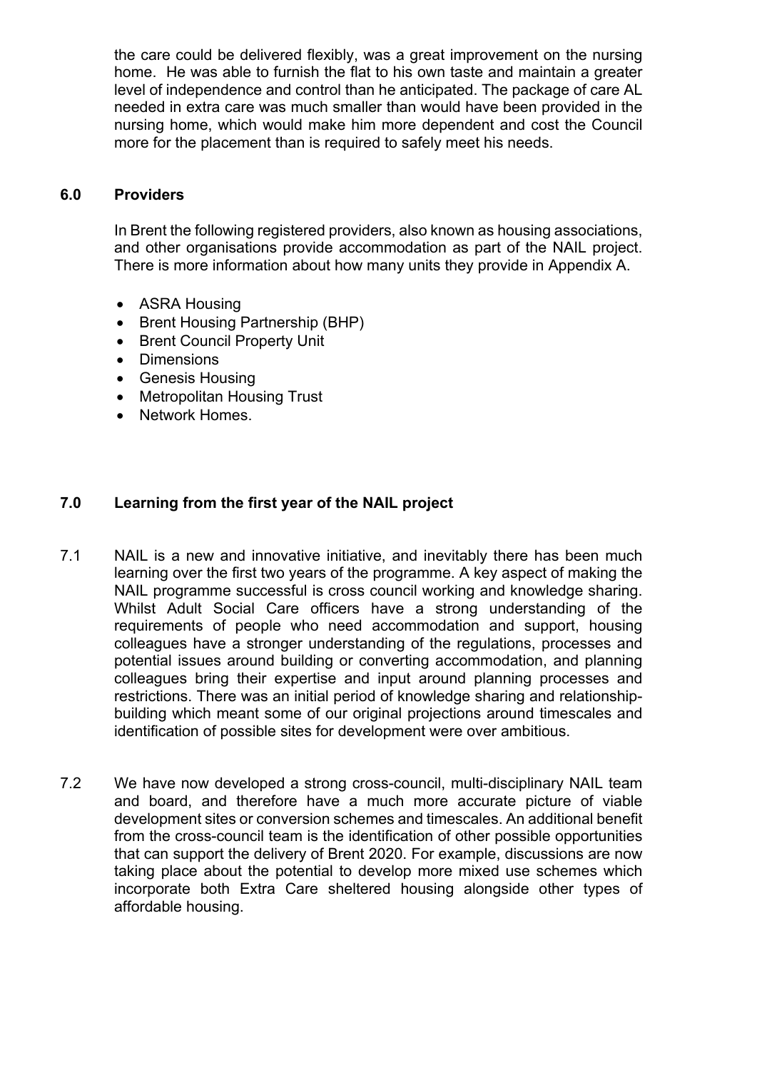the care could be delivered flexibly, was a great improvement on the nursing home. He was able to furnish the flat to his own taste and maintain a greater level of independence and control than he anticipated. The package of care AL needed in extra care was much smaller than would have been provided in the nursing home, which would make him more dependent and cost the Council more for the placement than is required to safely meet his needs.

## 6.0 Providers

In Brent the following registered providers, also known as housing associations, and other organisations provide accommodation as part of the NAIL project. There is more information about how many units they provide in Appendix A.

- ASRA Housing
- Brent Housing Partnership (BHP)
- Brent Council Property Unit
- Dimensions
- Genesis Housing
- Metropolitan Housing Trust
- Network Homes.

## 7.0 Learning from the first year of the NAIL project

7.1 NAIL is a new and innovative initiative, and inevitably there has been much learning over the first two years of the programme. A key aspect of making the NAIL programme successful is cross council working and knowledge sharing. Whilst Adult Social Care officers have a strong understanding of the requirements of people who need accommodation and support, housing colleagues have a stronger understanding of the regulations, processes and potential issues around building or converting accommodation, and planning colleagues bring their expertise and input around planning processes and restrictions. There was an initial period of knowledge sharing and relationship-building which meant some of our original projections around timescales and identification of possible sites for development were over ambitious.

7.2 We have now developed a strong cross-council, multi-disciplinary NAIL team and board, and therefore have a much more accurate picture of viable development sites or conversion schemes and timescales. An additional benefit from the cross-council team is the identification of other possible opportunities that can support the delivery of Brent 2020. For example, discussions are now taking place about the potential to develop more mixed use schemes which incorporate both Extra Care sheltered housing alongside other types of affordable housing.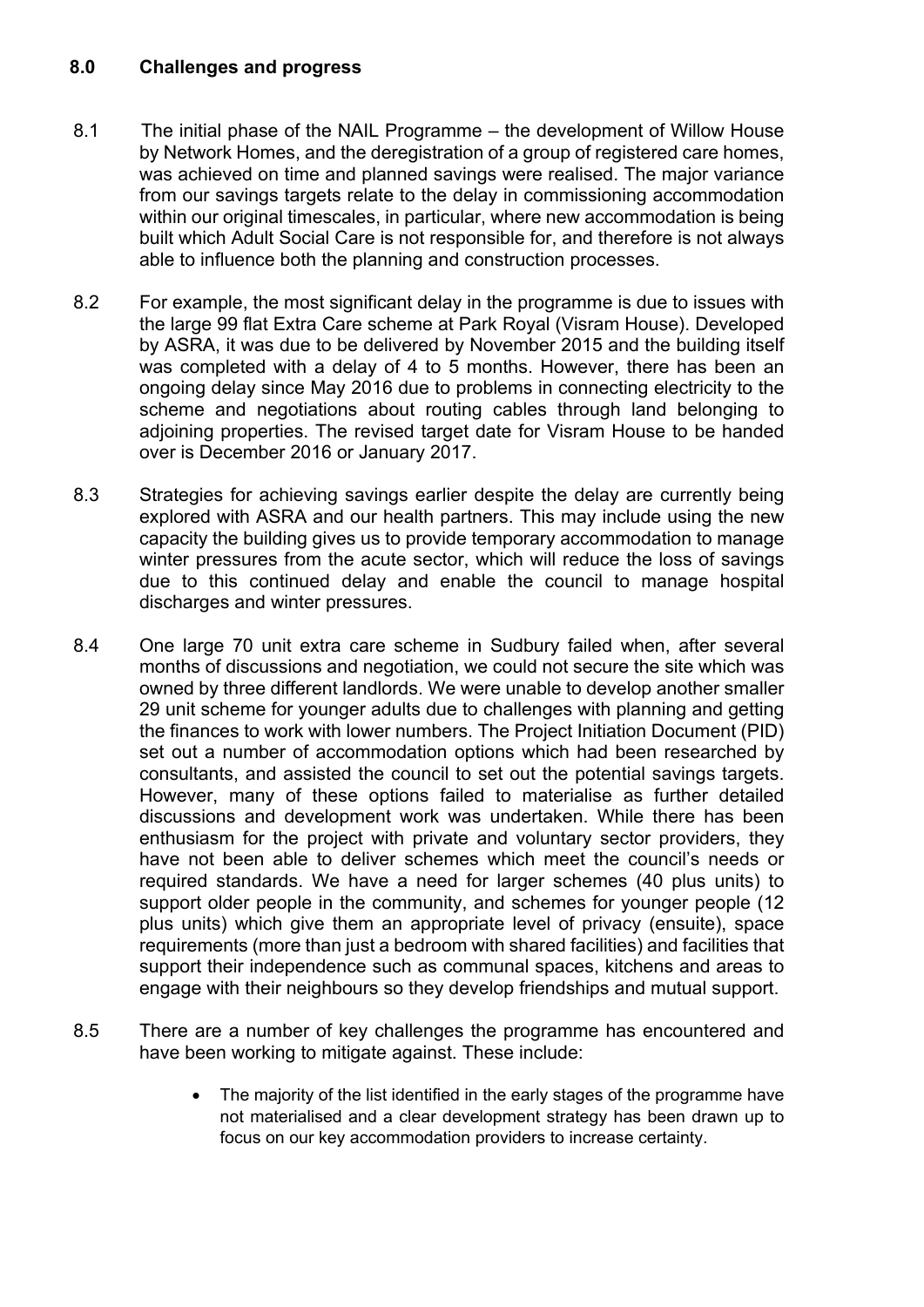## 8.0 Challenges and progress

8.1 The initial phase of the NAIL Programme – the development of Willow House by Network Homes, and the deregistration of a group of registered care homes, was achieved on time and planned savings were realised. The major variance from our savings targets relate to the delay in commissioning accommodation within our original timescales, in particular, where new accommodation is being built which Adult Social Care is not responsible for, and therefore is not always able to influence both the planning and construction processes.

8.2 For example, the most significant delay in the programme is due to issues with the large 99 flat Extra Care scheme at Park Royal (Visram House). Developed by ASRA, it was due to be delivered by November 2015 and the building itself was completed with a delay of 4 to 5 months. However, there has been an ongoing delay since May 2016 due to problems in connecting electricity to the scheme and negotiations about routing cables through land belonging to adjoining properties. The revised target date for Visram House to be handed over is December 2016 or January 2017.

8.3 Strategies for achieving savings earlier despite the delay are currently being explored with ASRA and our health partners. This may include using the new capacity the building gives us to provide temporary accommodation to manage winter pressures from the acute sector, which will reduce the loss of savings due to this continued delay and enable the council to manage hospital discharges and winter pressures.

8.4 One large 70 unit extra care scheme in Sudbury failed when, after several months of discussions and negotiation, we could not secure the site which was owned by three different landlords. We were unable to develop another smaller 29 unit scheme for younger adults due to challenges with planning and getting the finances to work with lower numbers. The Project Initiation Document (PID) set out a number of accommodation options which had been researched by consultants, and assisted the council to set out the potential savings targets. However, many of these options failed to materialise as further detailed discussions and development work was undertaken. While there has been enthusiasm for the project with private and voluntary sector providers, they have not been able to deliver schemes which meet the council's needs or required standards. We have a need for larger schemes (40 plus units) to support older people in the community, and schemes for younger people (12 plus units) which give them an appropriate level of privacy (ensuite), space requirements (more than just a bedroom with shared facilities) and facilities that support their independence such as communal spaces, kitchens and areas to engage with their neighbours so they develop friendships and mutual support.

8.5 There are a number of key challenges the programme has encountered and have been working to mitigate against. These include:

- The majority of the list identified in the early stages of the programme have not materialised and a clear development strategy has been drawn up to focus on our key accommodation providers to increase certainty.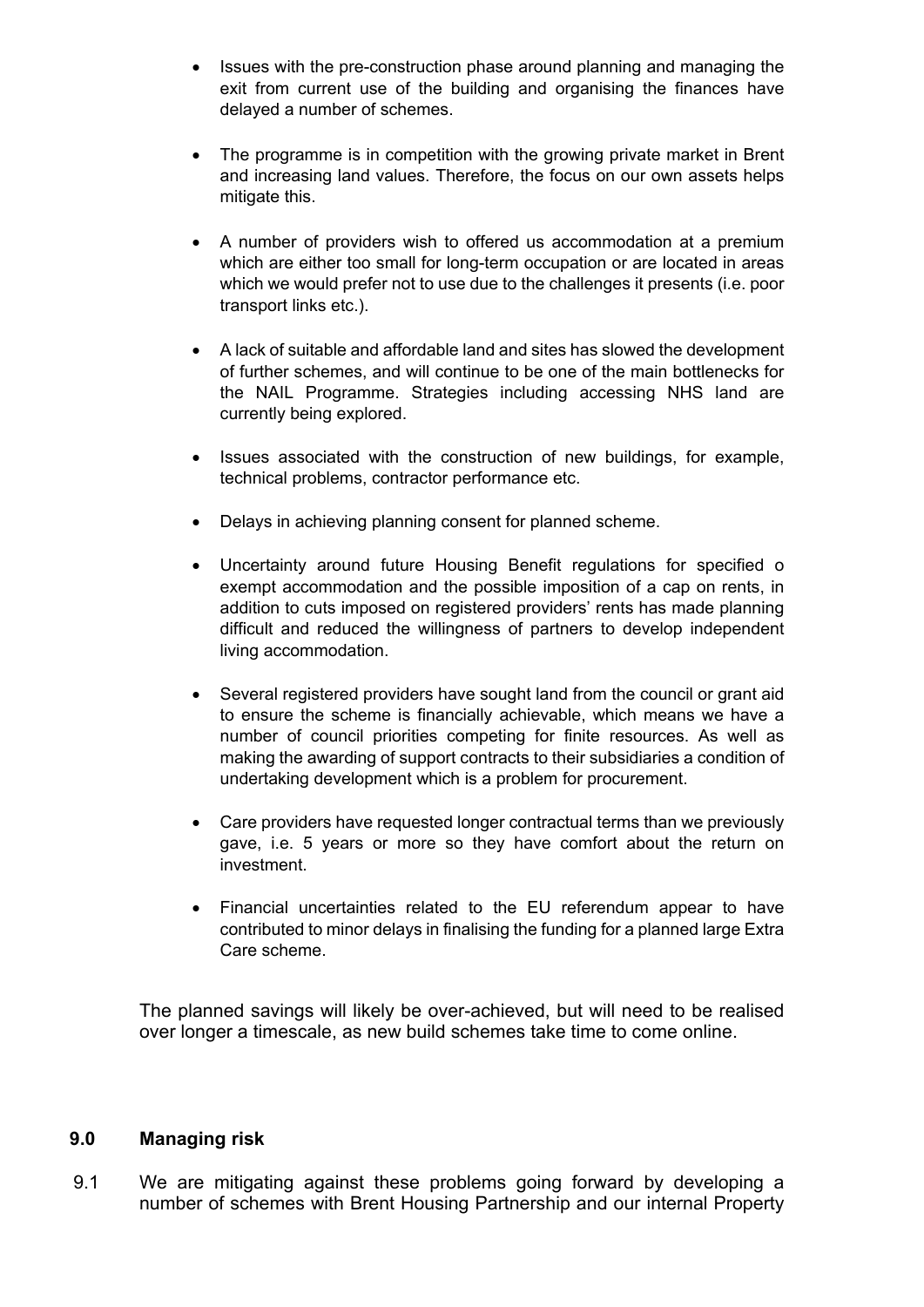- Issues with the pre-construction phase around planning and managing the exit from current use of the building and organising the finances have delayed a number of schemes.

- The programme is in competition with the growing private market in Brent and increasing land values. Therefore, the focus on our own assets helps mitigate this.

- A number of providers wish to offered us accommodation at a premium which are either too small for long-term occupation or are located in areas which we would prefer not to use due to the challenges it presents (i.e. poor transport links etc.).

- A lack of suitable and affordable land and sites has slowed the development of further schemes, and will continue to be one of the main bottlenecks for the NAIL Programme. Strategies including accessing NHS land are currently being explored.

- Issues associated with the construction of new buildings, for example, technical problems, contractor performance etc.

- Delays in achieving planning consent for planned scheme.

- Uncertainty around future Housing Benefit regulations for specified o exempt accommodation and the possible imposition of a cap on rents, in addition to cuts imposed on registered providers' rents has made planning difficult and reduced the willingness of partners to develop independent living accommodation.

- Several registered providers have sought land from the council or grant aid to ensure the scheme is financially achievable, which means we have a number of council priorities competing for finite resources. As well as making the awarding of support contracts to their subsidiaries a condition of undertaking development which is a problem for procurement.

- Care providers have requested longer contractual terms than we previously gave, i.e. 5 years or more so they have comfort about the return on investment.

- Financial uncertainties related to the EU referendum appear to have contributed to minor delays in finalising the funding for a planned large Extra Care scheme.

The planned savings will likely be over-achieved, but will need to be realised over longer a timescale, as new build schemes take time to come online.

## 9.0 Managing risk

9.1 We are mitigating against these problems going forward by developing a number of schemes with Brent Housing Partnership and our internal Property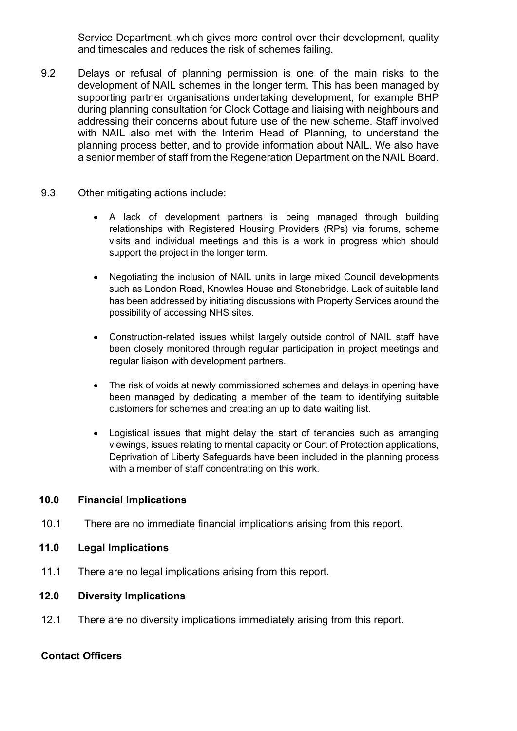Service Department, which gives more control over their development, quality and timescales and reduces the risk of schemes failing.

9.2 Delays or refusal of planning permission is one of the main risks to the development of NAIL schemes in the longer term. This has been managed by supporting partner organisations undertaking development, for example BHP during planning consultation for Clock Cottage and liaising with neighbours and addressing their concerns about future use of the new scheme. Staff involved with NAIL also met with the Interim Head of Planning, to understand the planning process better, and to provide information about NAIL. We also have a senior member of staff from the Regeneration Department on the NAIL Board.

9.3 Other mitigating actions include:

- A lack of development partners is being managed through building relationships with Registered Housing Providers (RPs) via forums, scheme visits and individual meetings and this is a work in progress which should support the project in the longer term.
- Negotiating the inclusion of NAIL units in large mixed Council developments such as London Road, Knowles House and Stonebridge. Lack of suitable land has been addressed by initiating discussions with Property Services around the possibility of accessing NHS sites.
- Construction-related issues whilst largely outside control of NAIL staff have been closely monitored through regular participation in project meetings and regular liaison with development partners.
- The risk of voids at newly commissioned schemes and delays in opening have been managed by dedicating a member of the team to identifying suitable customers for schemes and creating an up to date waiting list.
- Logistical issues that might delay the start of tenancies such as arranging viewings, issues relating to mental capacity or Court of Protection applications, Deprivation of Liberty Safeguards have been included in the planning process with a member of staff concentrating on this work.

## 10.0 Financial Implications

10.1 There are no immediate financial implications arising from this report.

## 11.0 Legal Implications

11.1 There are no legal implications arising from this report.

## 12.0 Diversity Implications

12.1 There are no diversity implications immediately arising from this report.

**Contact Officers**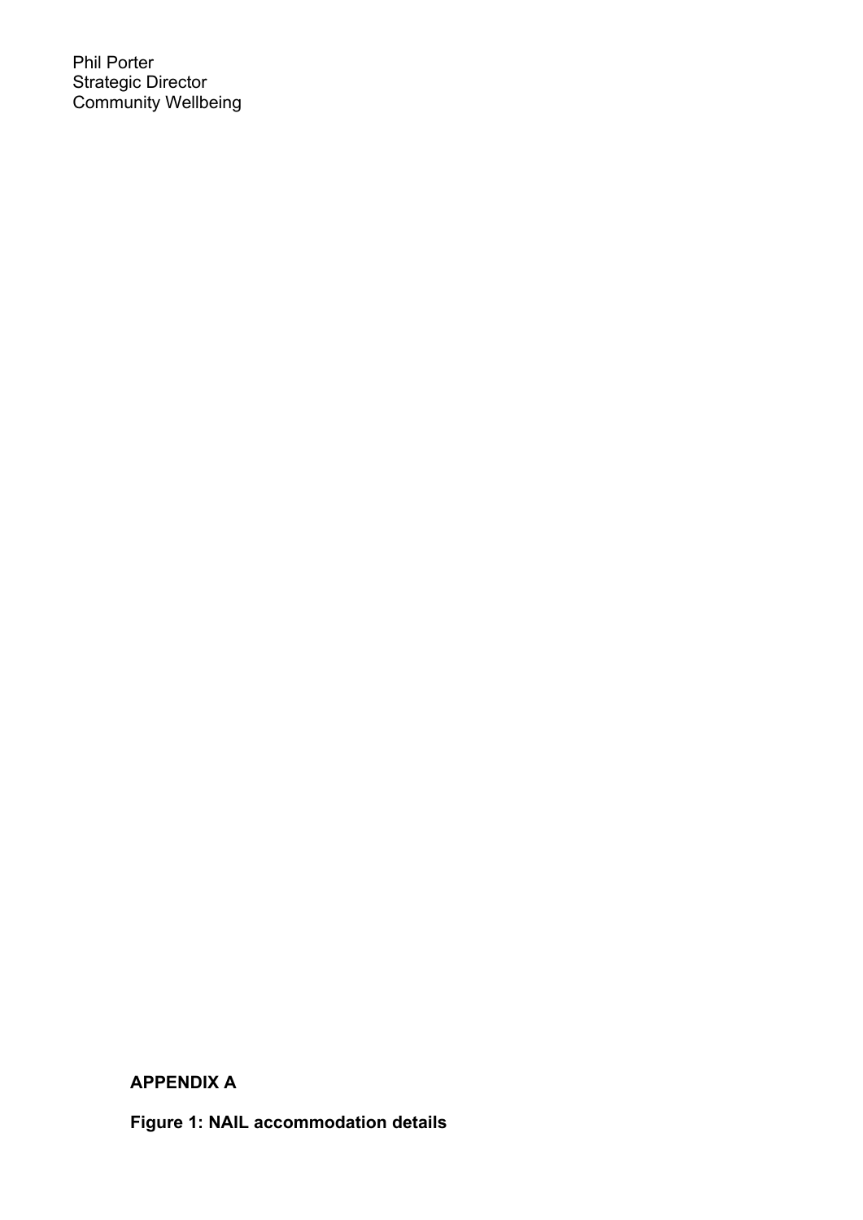Phil Porter
Strategic Director
Community Wellbeing

**APPENDIX A**

**Figure 1: NAIL accommodation details**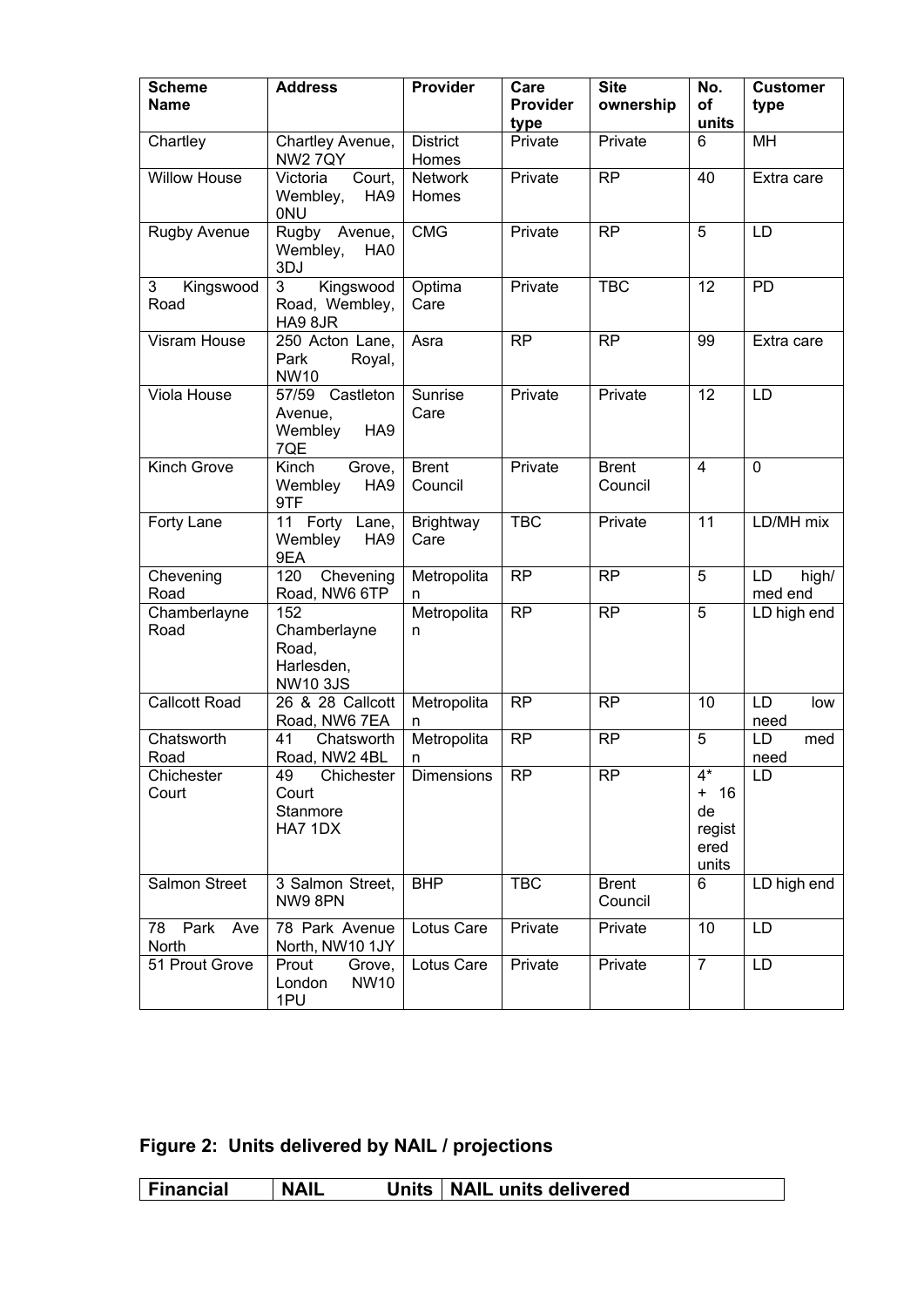| Scheme Name | Address | Provider | Care Provider type | Site ownership | No. of units | Customer type |
|---|---|---|---|---|---|---|
| Chartley | Chartley Avenue, NW2 7QY | District Homes | Private | Private | 6 | MH |
| Willow House | Victoria Court, Wembley, HA9 0NU | Network Homes | Private | RP | 40 | Extra care |
| Rugby Avenue | Rugby Avenue, Wembley, HA0 3DJ | CMG | Private | RP | 5 | LD |
| 3 Kingswood Road | 3 Kingswood Road, Wembley, HA9 8JR | Optima Care | Private | TBC | 12 | PD |
| Visram House | 250 Acton Lane, Park Royal, NW10 | Asra | RP | RP | 99 | Extra care |
| Viola House | 57/59 Castleton Avenue, Wembley HA9 7QE | Sunrise Care | Private | Private | 12 | LD |
| Kinch Grove | Kinch Grove, Wembley HA9 9TF | Brent Council | Private | Brent Council | 4 | 0 |
| Forty Lane | 11 Forty Lane, Wembley HA9 9EA | Brightway Care | TBC | Private | 11 | LD/MH mix |
| Chevening Road | 120 Chevening Road, NW6 6TP | Metropolitan | RP | RP | 5 | LD high/ med end |
| Chamberlayne Road | 152 Chamberlayne Road, Harlesden, NW10 3JS | Metropolitan | RP | RP | 5 | LD high end |
| Callcott Road | 26 & 28 Callcott Road, NW6 7EA | Metropolitan | RP | RP | 10 | LD low need |
| Chatsworth Road | 41 Chatsworth Road, NW2 4BL | Metropolitan | RP | RP | 5 | LD med need |
| Chichester Court | 49 Chichester Court Stanmore HA7 1DX | Dimensions | RP | RP | 4* + 16 de registered units | LD |
| Salmon Street | 3 Salmon Street, NW9 8PN | BHP | TBC | Brent Council | 6 | LD high end |
| 78 Park Ave North | 78 Park Avenue North, NW10 1JY | Lotus Care | Private | Private | 10 | LD |
| 51 Prout Grove | Prout Grove, London NW10 1PU | Lotus Care | Private | Private | 7 | LD |

**Figure 2: Units delivered by NAIL / projections**

| Financial | NAIL Units | NAIL units delivered |
|---|---|---|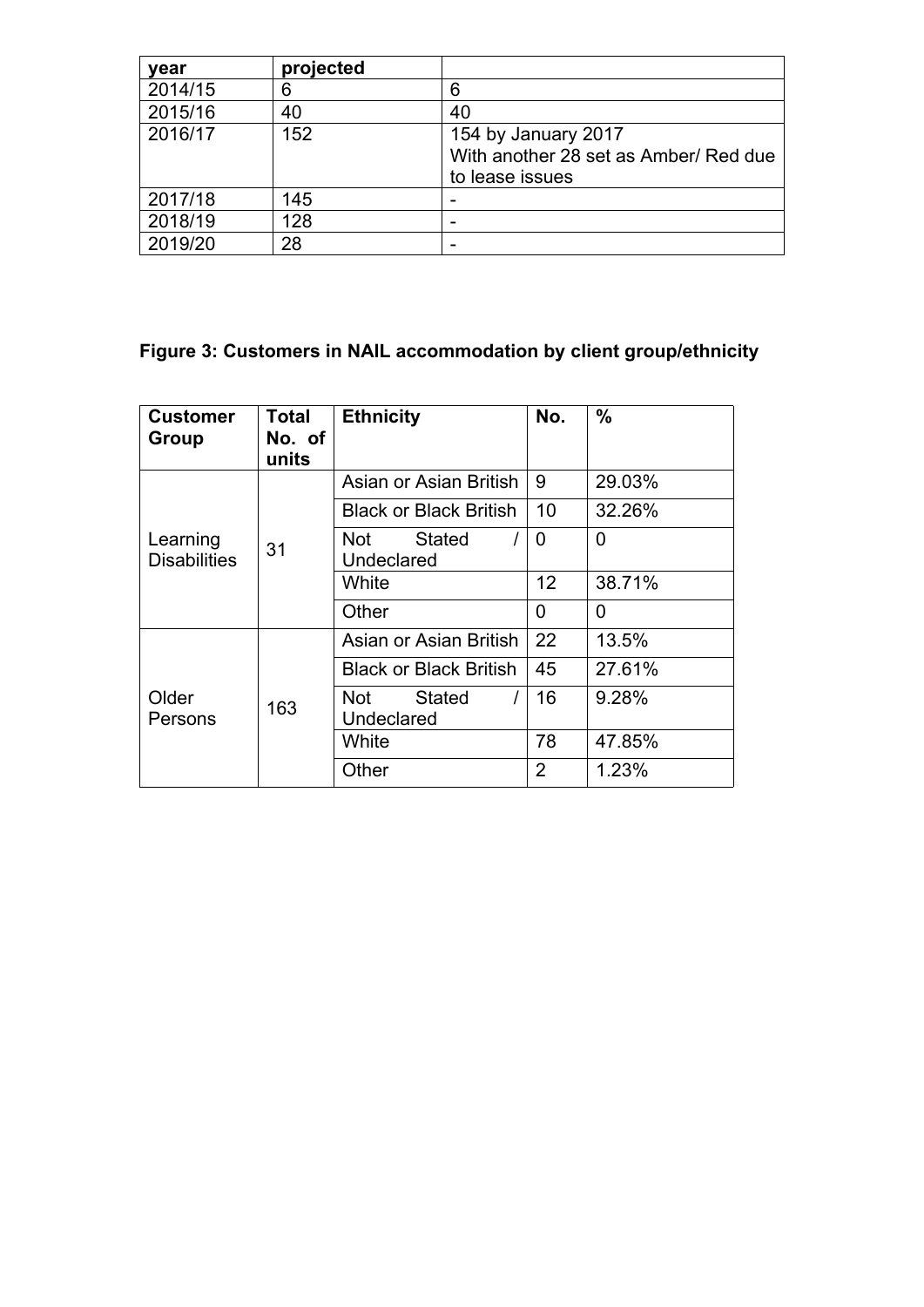| year | projected | |
|---|---|---|
| 2014/15 | 6 | 6 |
| 2015/16 | 40 | 40 |
| 2016/17 | 152 | 154 by January 2017 With another 28 set as Amber/ Red due to lease issues |
| 2017/18 | 145 | - |
| 2018/19 | 128 | - |
| 2019/20 | 28 | - |

**Figure 3: Customers in NAIL accommodation by client group/ethnicity**

| Customer Group | Total No. of units | Ethnicity | No. | % |
|---|---|---|---|---|
| Learning Disabilities | 31 | Asian or Asian British | 9 | 29.03% |
| | | Black or Black British | 10 | 32.26% |
| | | Not Stated / Undeclared | 0 | 0 |
| | | White | 12 | 38.71% |
| | | Other | 0 | 0 |
| Older Persons | 163 | Asian or Asian British | 22 | 13.5% |
| | | Black or Black British | 45 | 27.61% |
| | | Not Stated / Undeclared | 16 | 9.28% |
| | | White | 78 | 47.85% |
| | | Other | 2 | 1.23% |